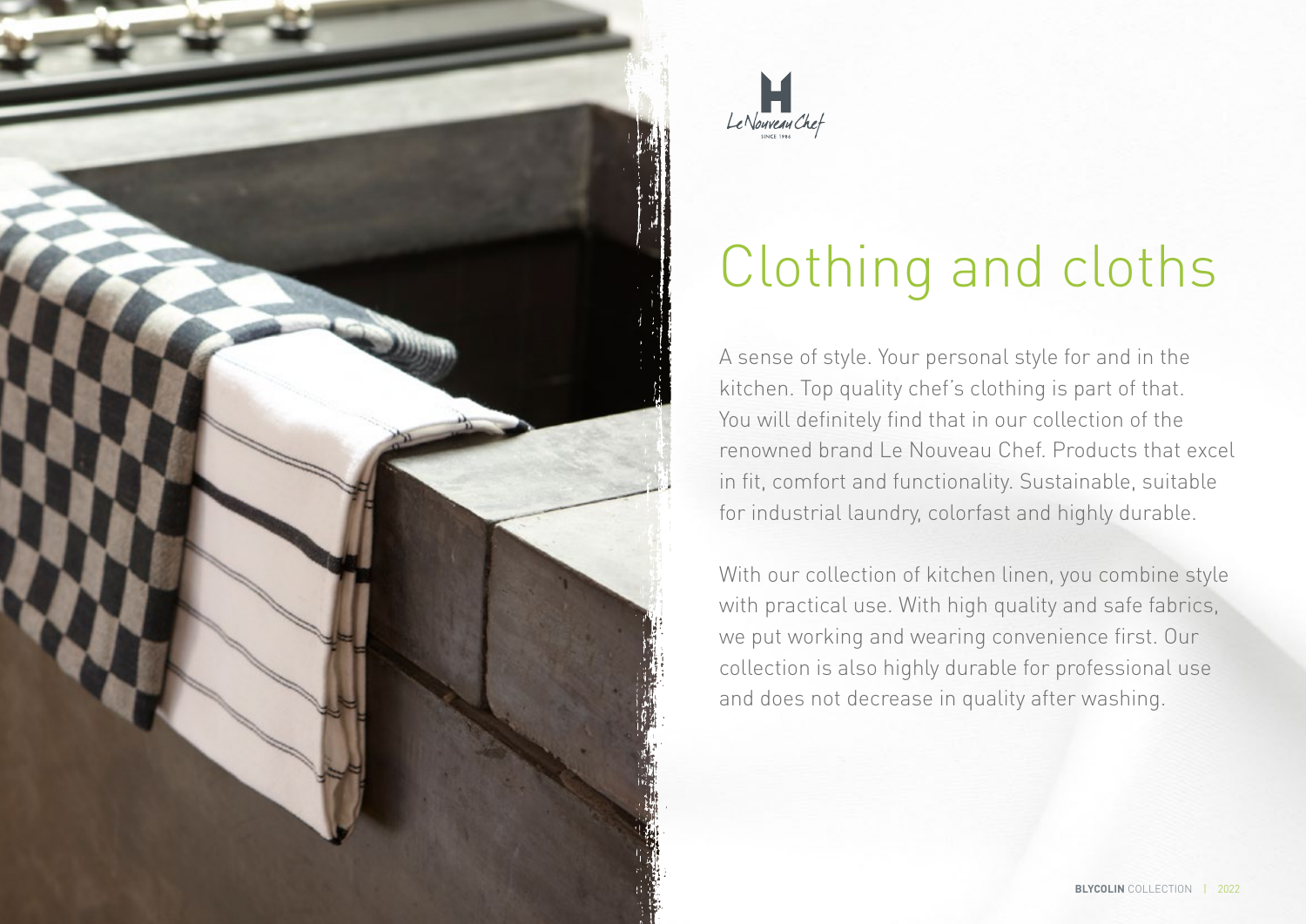Le Nouveau Chef
SINCE 1986

# Clothing and cloths

A sense of style. Your personal style for and in the kitchen. Top quality chef's clothing is part of that. You will definitely find that in our collection of the renowned brand Le Nouveau Chef. Products that excel in fit, comfort and functionality. Sustainable, suitable for industrial laundry, colorfast and highly durable.

With our collection of kitchen linen, you combine style with practical use. With high quality and safe fabrics, we put working and wearing convenience first. Our collection is also highly durable for professional use and does not decrease in quality after washing.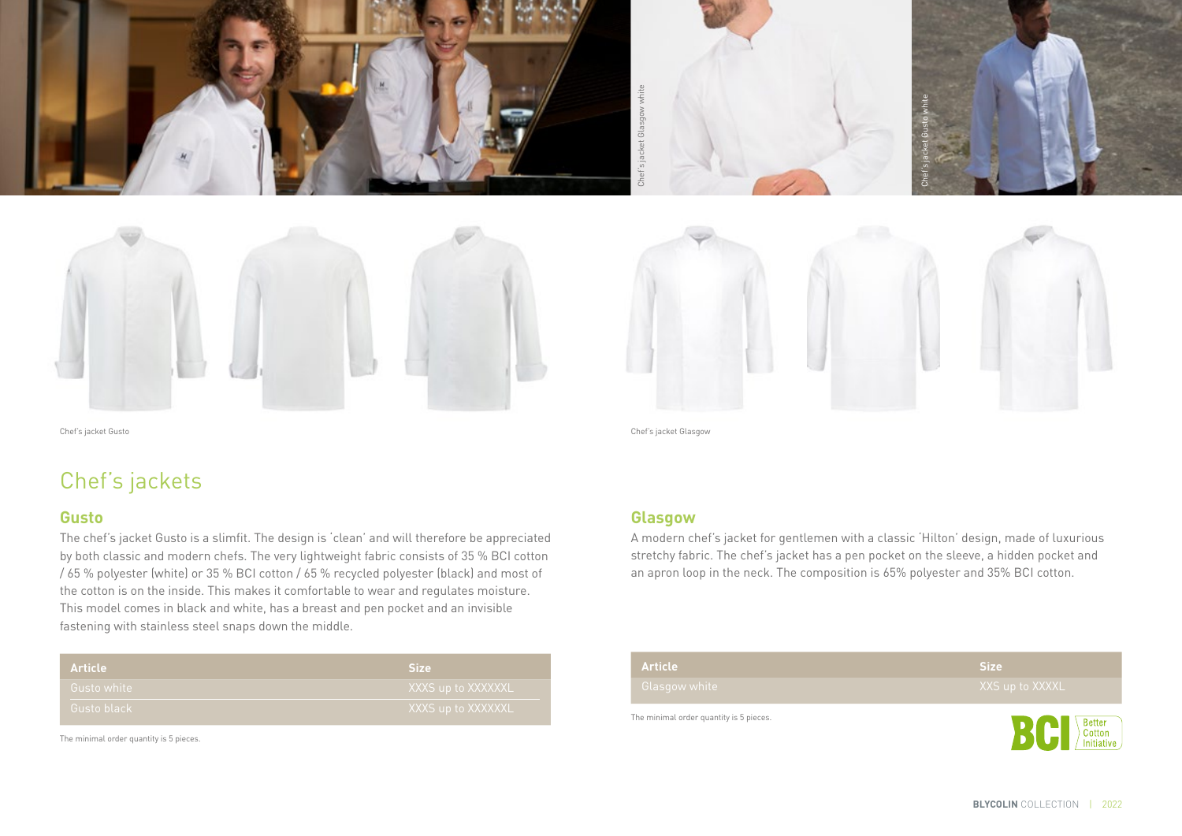Chef's jacket Glasgow white

Chef's jacket Gusto white

Chef's jacket Gusto

Chef's jacket Glasgow

# Chef's jackets

## Gusto

The chef's jacket Gusto is a slimfit. The design is 'clean' and will therefore be appreciated by both classic and modern chefs. The very lightweight fabric consists of 35 % BCI cotton / 65 % polyester (white) or 35 % BCI cotton / 65 % recycled polyester (black) and most of the cotton is on the inside. This makes it comfortable to wear and regulates moisture. This model comes in black and white, has a breast and pen pocket and an invisible fastening with stainless steel snaps down the middle.

| Article | Size |
|---|---|
| Gusto white | XXXS up to XXXXXXL |
| Gusto black | XXXS up to XXXXXXL |

The minimal order quantity is 5 pieces.

## Glasgow

A modern chef's jacket for gentlemen with a classic 'Hilton' design, made of luxurious stretchy fabric. The chef's jacket has a pen pocket on the sleeve, a hidden pocket and an apron loop in the neck. The composition is 65% polyester and 35% BCI cotton.

| Article | Size |
|---|---|
| Glasgow white | XXS up to XXXXL |

The minimal order quantity is 5 pieces.

BCI Better Cotton Initiative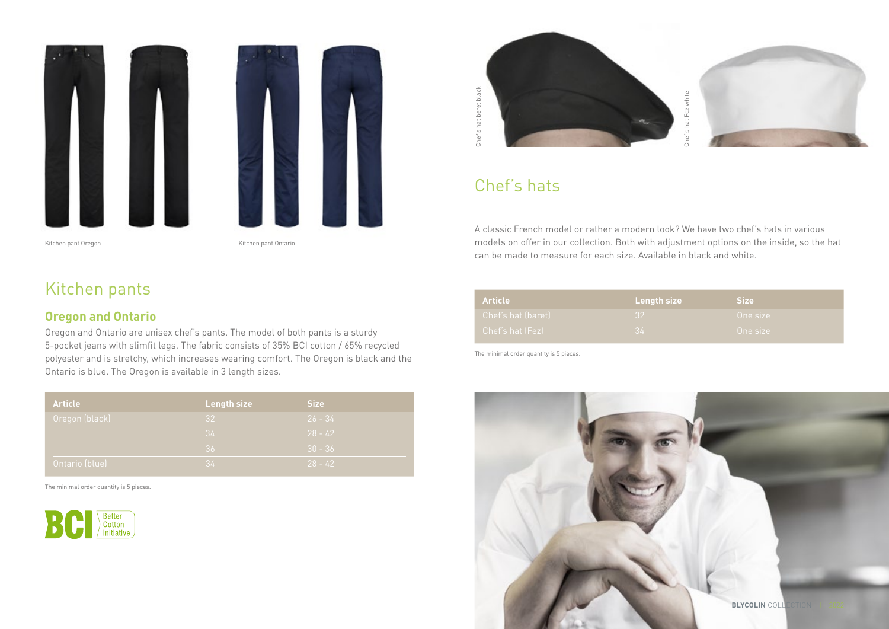Kitchen pant Oregon

Kitchen pant Ontario

# Kitchen pants

## Oregon and Ontario

Oregon and Ontario are unisex chef's pants. The model of both pants is a sturdy 5-pocket jeans with slimfit legs. The fabric consists of 35% BCI cotton / 65% recycled polyester and is stretchy, which increases wearing comfort. The Oregon is black and the Ontario is blue. The Oregon is available in 3 length sizes.

| Article | Length size | Size |
|---|---|---|
| Oregon (black) | 32 | 26 - 34 |
| | 34 | 28 - 42 |
| | 36 | 30 - 36 |
| Ontario (blue) | 34 | 28 - 42 |

The minimal order quantity is 5 pieces.

BCI Better Cotton Initiative

Chef's hat beret black

Chef's hat Fez white

# Chef's hats

A classic French model or rather a modern look? We have two chef's hats in various models on offer in our collection. Both with adjustment options on the inside, so the hat can be made to measure for each size. Available in black and white.

| Article | Length size | Size |
|---|---|---|
| Chef's hat (baret) | 32 | One size |
| Chef's hat (Fez) | 34 | One size |

The minimal order quantity is 5 pieces.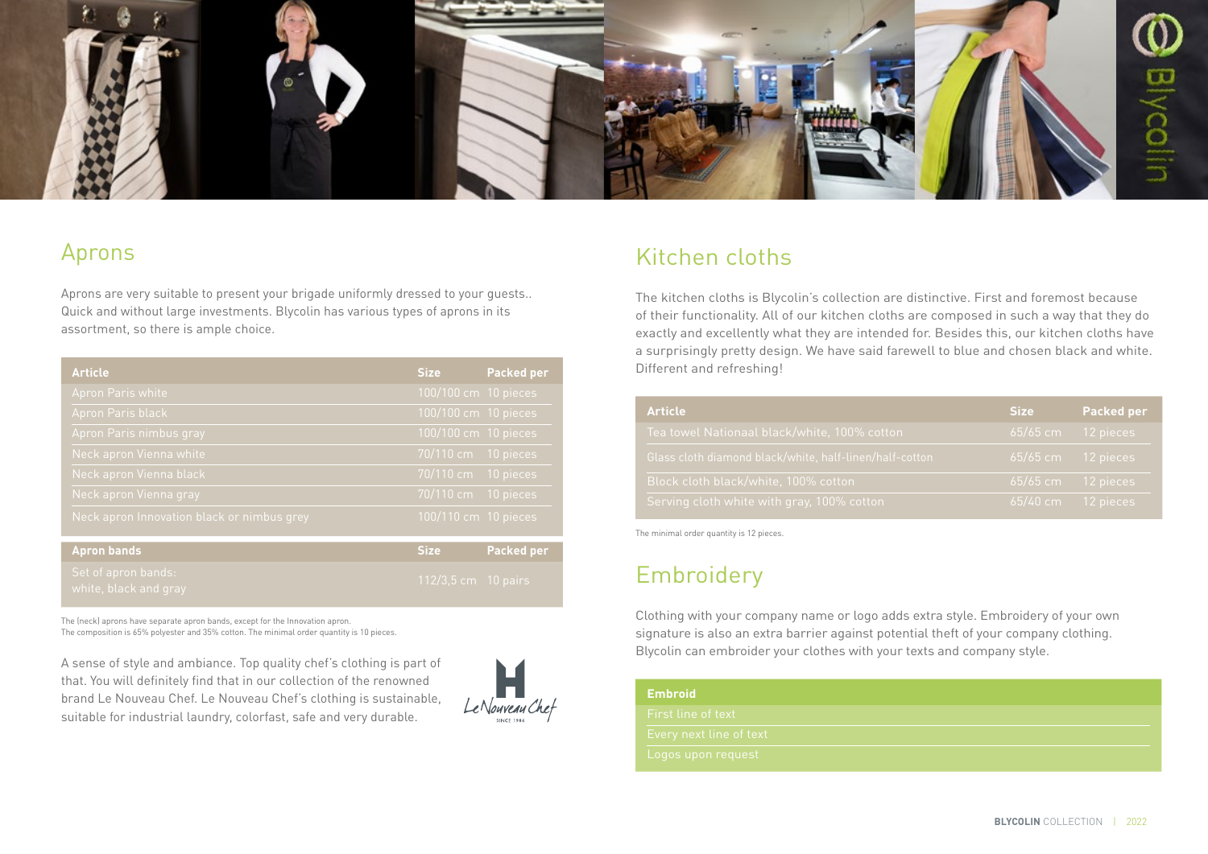## Aprons

Aprons are very suitable to present your brigade uniformly dressed to your guests.. Quick and without large investments. Blycolin has various types of aprons in its assortment, so there is ample choice.

| Article | Size | Packed per |
|---|---|---|
| Apron Paris white | 100/100 cm | 10 pieces |
| Apron Paris black | 100/100 cm | 10 pieces |
| Apron Paris nimbus gray | 100/100 cm | 10 pieces |
| Neck apron Vienna white | 70/110 cm | 10 pieces |
| Neck apron Vienna black | 70/110 cm | 10 pieces |
| Neck apron Vienna gray | 70/110 cm | 10 pieces |
| Neck apron Innovation black or nimbus grey | 100/110 cm | 10 pieces |

| Apron bands | Size | Packed per |
|---|---|---|
| Set of apron bands: white, black and gray | 112/3,5 cm | 10 pairs |

The (neck) aprons have separate apron bands, except for the Innovation apron.
The composition is 65% polyester and 35% cotton. The minimal order quantity is 10 pieces.

A sense of style and ambiance. Top quality chef's clothing is part of that. You will definitely find that in our collection of the renowned brand Le Nouveau Chef. Le Nouveau Chef's clothing is sustainable, suitable for industrial laundry, colorfast, safe and very durable.

Le Nouveau Chef SINCE 1986

## Kitchen cloths

The kitchen cloths is Blycolin's collection are distinctive. First and foremost because of their functionality. All of our kitchen cloths are composed in such a way that they do exactly and excellently what they are intended for. Besides this, our kitchen cloths have a surprisingly pretty design. We have said farewell to blue and chosen black and white. Different and refreshing!

| Article | Size | Packed per |
|---|---|---|
| Tea towel Nationaal black/white, 100% cotton | 65/65 cm | 12 pieces |
| Glass cloth diamond black/white, half-linen/half-cotton | 65/65 cm | 12 pieces |
| Block cloth black/white, 100% cotton | 65/65 cm | 12 pieces |
| Serving cloth white with gray, 100% cotton | 65/40 cm | 12 pieces |

The minimal order quantity is 12 pieces.

## Embroidery

Clothing with your company name or logo adds extra style. Embroidery of your own signature is also an extra barrier against potential theft of your company clothing. Blycolin can embroider your clothes with your texts and company style.

| Embroid |
|---|
| First line of text |
| Every next line of text |
| Logos upon request |